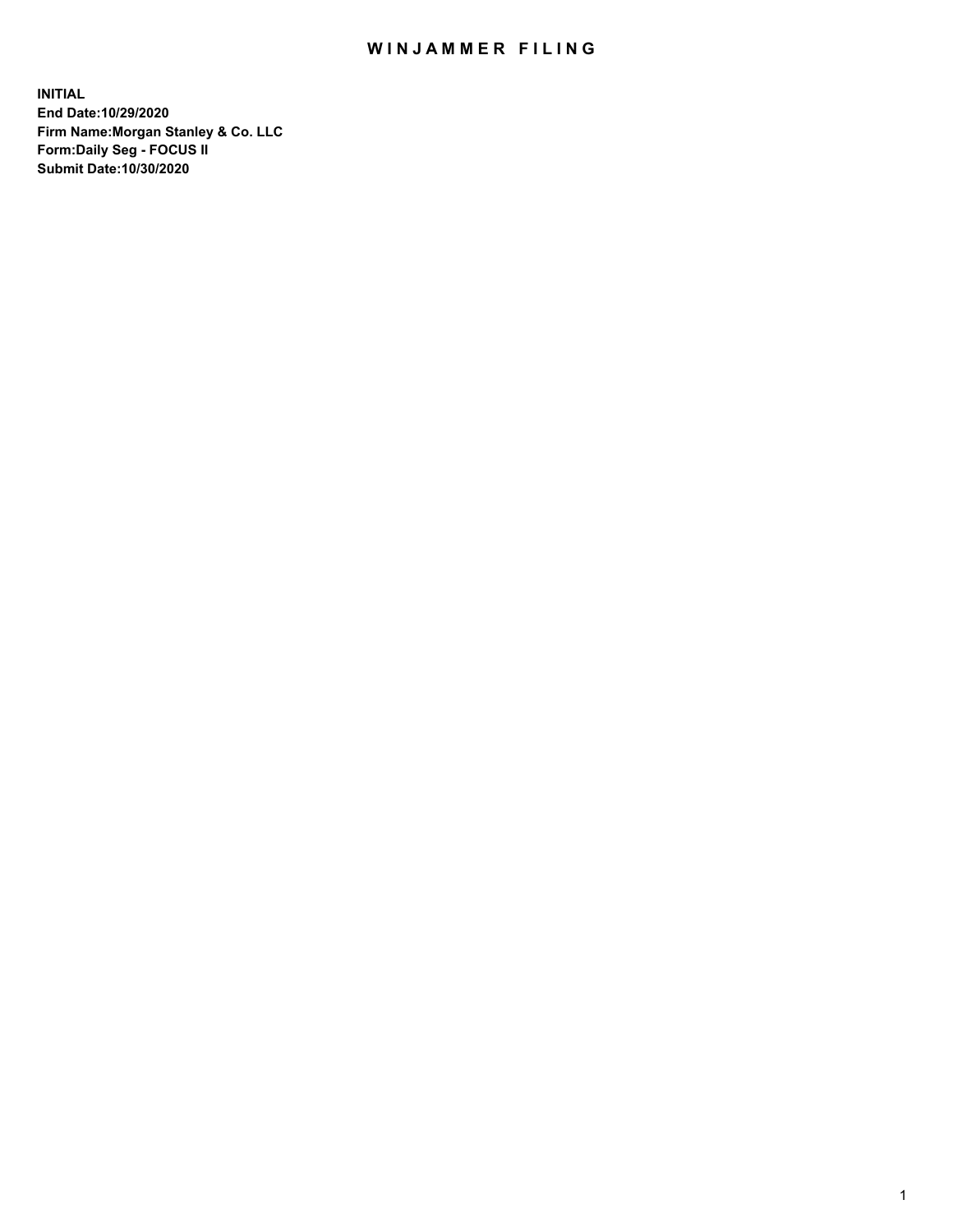# WINJAMMER FILING

**INITIAL**
**End Date:10/29/2020**
**Firm Name:Morgan Stanley & Co. LLC**
**Form:Daily Seg - FOCUS II**
**Submit Date:10/30/2020**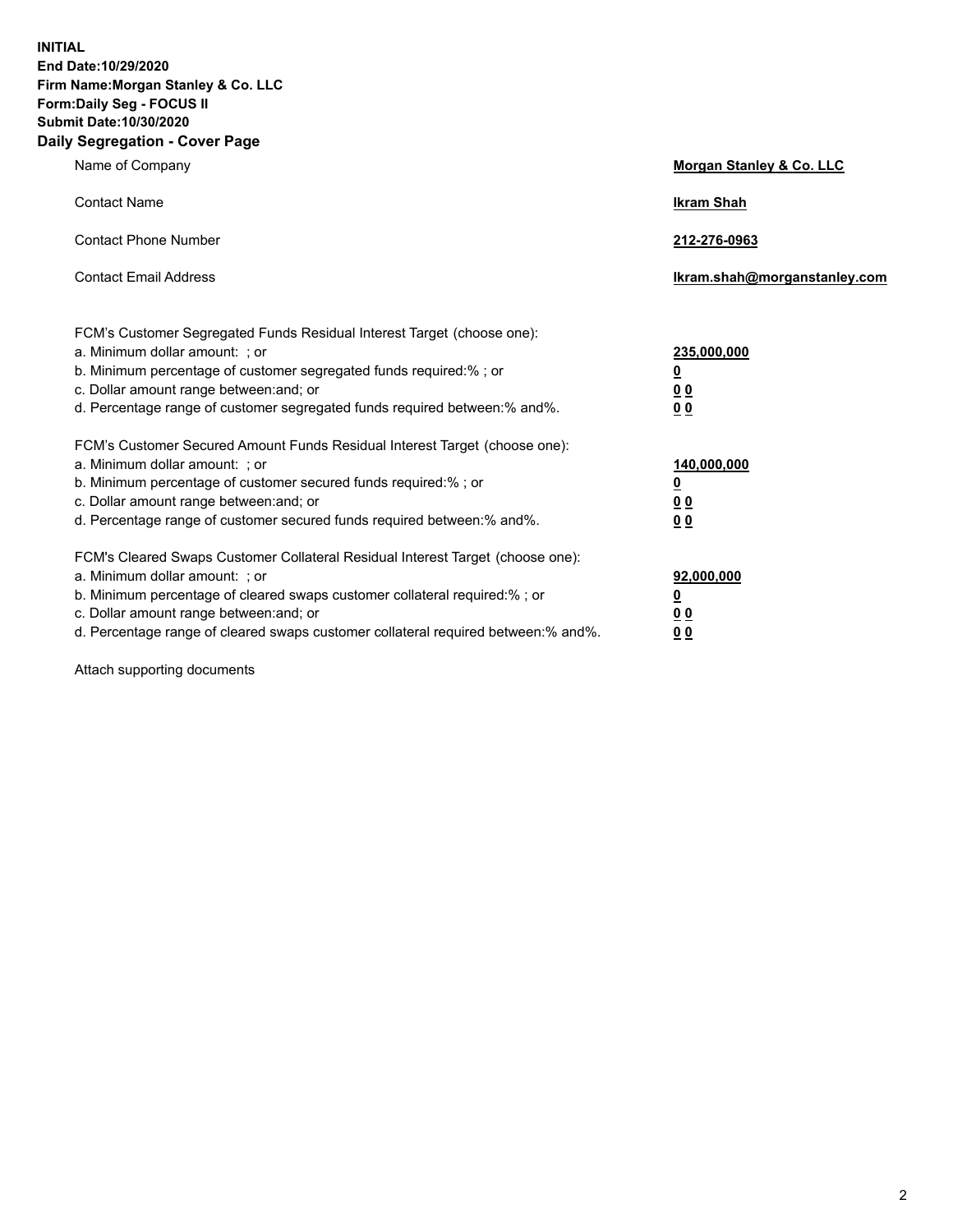**INITIAL**
**End Date:10/29/2020**
**Firm Name:Morgan Stanley & Co. LLC**
**Form:Daily Seg - FOCUS II**
**Submit Date:10/30/2020**

**Daily Segregation - Cover Page**

| | |
|---|---|
| Name of Company | **Morgan Stanley & Co. LLC** |
| Contact Name | **Ikram Shah** |
| Contact Phone Number | **212-276-0963** |
| Contact Email Address | **Ikram.shah@morganstanley.com** |

FCM's Customer Segregated Funds Residual Interest Target (choose one):

| | |
|---|---|
| a. Minimum dollar amount: ; or | **235,000,000** |
| b. Minimum percentage of customer segregated funds required:% ; or | **0** |
| c. Dollar amount range between:and; or | **0 0** |
| d. Percentage range of customer segregated funds required between:% and%. | **0 0** |

FCM's Customer Secured Amount Funds Residual Interest Target (choose one):

| | |
|---|---|
| a. Minimum dollar amount: ; or | **140,000,000** |
| b. Minimum percentage of customer secured funds required:% ; or | **0** |
| c. Dollar amount range between:and; or | **0 0** |
| d. Percentage range of customer secured funds required between:% and%. | **0 0** |

FCM's Cleared Swaps Customer Collateral Residual Interest Target (choose one):

| | |
|---|---|
| a. Minimum dollar amount: ; or | **92,000,000** |
| b. Minimum percentage of cleared swaps customer collateral required:% ; or | **0** |
| c. Dollar amount range between:and; or | **0 0** |
| d. Percentage range of cleared swaps customer collateral required between:% and%. | **0 0** |

Attach supporting documents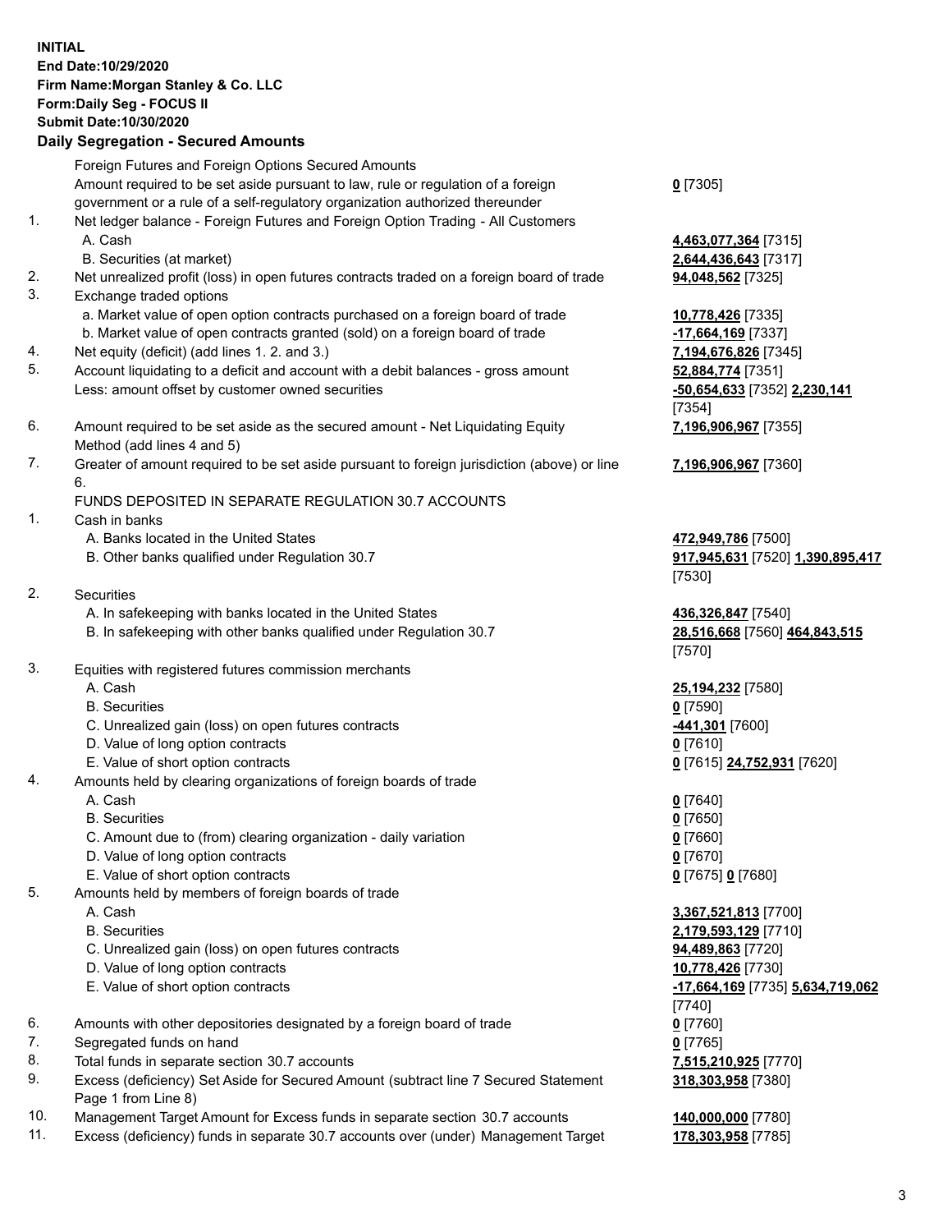**INITIAL**
**End Date:10/29/2020**
**Firm Name:Morgan Stanley & Co. LLC**
**Form:Daily Seg - FOCUS II**
**Submit Date:10/30/2020**

## Daily Segregation - Secured Amounts

| | | |
|---|---|---|
| | Foreign Futures and Foreign Options Secured Amounts | |
| | Amount required to be set aside pursuant to law, rule or regulation of a foreign government or a rule of a self-regulatory organization authorized thereunder | **0** [7305] |
| 1. | Net ledger balance - Foreign Futures and Foreign Option Trading - All Customers | |
| | A. Cash | **4,463,077,364** [7315] |
| | B. Securities (at market) | **2,644,436,643** [7317] |
| 2. | Net unrealized profit (loss) in open futures contracts traded on a foreign board of trade | **94,048,562** [7325] |
| 3. | Exchange traded options | |
| | a. Market value of open option contracts purchased on a foreign board of trade | **10,778,426** [7335] |
| | b. Market value of open contracts granted (sold) on a foreign board of trade | **-17,664,169** [7337] |
| 4. | Net equity (deficit) (add lines 1. 2. and 3.) | **7,194,676,826** [7345] |
| 5. | Account liquidating to a deficit and account with a debit balances - gross amount | **52,884,774** [7351] |
| | Less: amount offset by customer owned securities | **-50,654,633** [7352] **2,230,141** [7354] |
| 6. | Amount required to be set aside as the secured amount - Net Liquidating Equity Method (add lines 4 and 5) | **7,196,906,967** [7355] |
| 7. | Greater of amount required to be set aside pursuant to foreign jurisdiction (above) or line 6. | **7,196,906,967** [7360] |
| | FUNDS DEPOSITED IN SEPARATE REGULATION 30.7 ACCOUNTS | |
| 1. | Cash in banks | |
| | A. Banks located in the United States | **472,949,786** [7500] |
| | B. Other banks qualified under Regulation 30.7 | **917,945,631** [7520] **1,390,895,417** [7530] |
| 2. | Securities | |
| | A. In safekeeping with banks located in the United States | **436,326,847** [7540] |
| | B. In safekeeping with other banks qualified under Regulation 30.7 | **28,516,668** [7560] **464,843,515** [7570] |
| 3. | Equities with registered futures commission merchants | |
| | A. Cash | **25,194,232** [7580] |
| | B. Securities | **0** [7590] |
| | C. Unrealized gain (loss) on open futures contracts | **-441,301** [7600] |
| | D. Value of long option contracts | **0** [7610] |
| | E. Value of short option contracts | **0** [7615] **24,752,931** [7620] |
| 4. | Amounts held by clearing organizations of foreign boards of trade | |
| | A. Cash | **0** [7640] |
| | B. Securities | **0** [7650] |
| | C. Amount due to (from) clearing organization - daily variation | **0** [7660] |
| | D. Value of long option contracts | **0** [7670] |
| | E. Value of short option contracts | **0** [7675] **0** [7680] |
| 5. | Amounts held by members of foreign boards of trade | |
| | A. Cash | **3,367,521,813** [7700] |
| | B. Securities | **2,179,593,129** [7710] |
| | C. Unrealized gain (loss) on open futures contracts | **94,489,863** [7720] |
| | D. Value of long option contracts | **10,778,426** [7730] |
| | E. Value of short option contracts | **-17,664,169** [7735] **5,634,719,062** [7740] |
| 6. | Amounts with other depositories designated by a foreign board of trade | **0** [7760] |
| 7. | Segregated funds on hand | **0** [7765] |
| 8. | Total funds in separate section 30.7 accounts | **7,515,210,925** [7770] |
| 9. | Excess (deficiency) Set Aside for Secured Amount (subtract line 7 Secured Statement Page 1 from Line 8) | **318,303,958** [7380] |
| 10. | Management Target Amount for Excess funds in separate section 30.7 accounts | **140,000,000** [7780] |
| 11. | Excess (deficiency) funds in separate 30.7 accounts over (under) Management Target | **178,303,958** [7785] |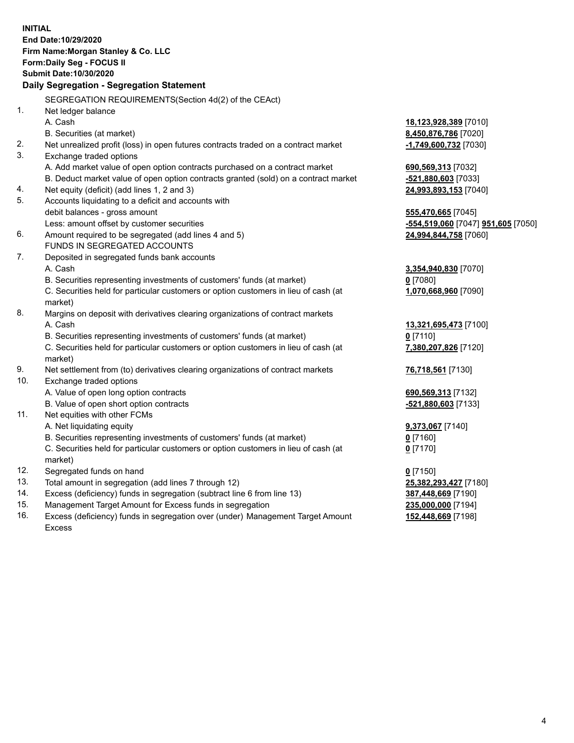**INITIAL**
**End Date:10/29/2020**
**Firm Name:Morgan Stanley & Co. LLC**
**Form:Daily Seg - FOCUS II**
**Submit Date:10/30/2020**

## Daily Segregation - Segregation Statement

SEGREGATION REQUIREMENTS(Section 4d(2) of the CEAct)

| | | |
|---|---|---|
| 1. | Net ledger balance | |
| | A. Cash | **18,123,928,389** [7010] |
| | B. Securities (at market) | **8,450,876,786** [7020] |
| 2. | Net unrealized profit (loss) in open futures contracts traded on a contract market | **-1,749,600,732** [7030] |
| 3. | Exchange traded options | |
| | A. Add market value of open option contracts purchased on a contract market | **690,569,313** [7032] |
| | B. Deduct market value of open option contracts granted (sold) on a contract market | **-521,880,603** [7033] |
| 4. | Net equity (deficit) (add lines 1, 2 and 3) | **24,993,893,153** [7040] |
| 5. | Accounts liquidating to a deficit and accounts with debit balances - gross amount | **555,470,665** [7045] |
| | Less: amount offset by customer securities | **-554,519,060** [7047] **951,605** [7050] |
| 6. | Amount required to be segregated (add lines 4 and 5) | **24,994,844,758** [7060] |
| | FUNDS IN SEGREGATED ACCOUNTS | |
| 7. | Deposited in segregated funds bank accounts | |
| | A. Cash | **3,354,940,830** [7070] |
| | B. Securities representing investments of customers' funds (at market) | **0** [7080] |
| | C. Securities held for particular customers or option customers in lieu of cash (at market) | **1,070,668,960** [7090] |
| 8. | Margins on deposit with derivatives clearing organizations of contract markets | |
| | A. Cash | **13,321,695,473** [7100] |
| | B. Securities representing investments of customers' funds (at market) | **0** [7110] |
| | C. Securities held for particular customers or option customers in lieu of cash (at market) | **7,380,207,826** [7120] |
| 9. | Net settlement from (to) derivatives clearing organizations of contract markets | **76,718,561** [7130] |
| 10. | Exchange traded options | |
| | A. Value of open long option contracts | **690,569,313** [7132] |
| | B. Value of open short option contracts | **-521,880,603** [7133] |
| 11. | Net equities with other FCMs | |
| | A. Net liquidating equity | **9,373,067** [7140] |
| | B. Securities representing investments of customers' funds (at market) | **0** [7160] |
| | C. Securities held for particular customers or option customers in lieu of cash (at market) | **0** [7170] |
| 12. | Segregated funds on hand | **0** [7150] |
| 13. | Total amount in segregation (add lines 7 through 12) | **25,382,293,427** [7180] |
| 14. | Excess (deficiency) funds in segregation (subtract line 6 from line 13) | **387,448,669** [7190] |
| 15. | Management Target Amount for Excess funds in segregation | **235,000,000** [7194] |
| 16. | Excess (deficiency) funds in segregation over (under) Management Target Amount Excess | **152,448,669** [7198] |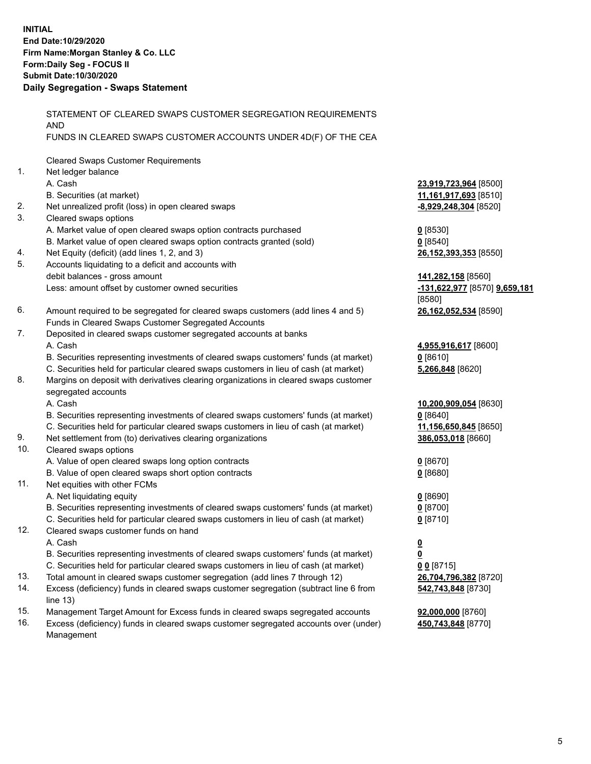**INITIAL**
**End Date:10/29/2020**
**Firm Name:Morgan Stanley & Co. LLC**
**Form:Daily Seg - FOCUS II**
**Submit Date:10/30/2020**
**Daily Segregation - Swaps Statement**

STATEMENT OF CLEARED SWAPS CUSTOMER SEGREGATION REQUIREMENTS AND FUNDS IN CLEARED SWAPS CUSTOMER ACCOUNTS UNDER 4D(F) OF THE CEA

Cleared Swaps Customer Requirements

1. Net ledger balance
   A. Cash **23,919,723,964** [8500]
   B. Securities (at market) **11,161,917,693** [8510]
2. Net unrealized profit (loss) in open cleared swaps **-8,929,248,304** [8520]
3. Cleared swaps options
   A. Market value of open cleared swaps option contracts purchased **0** [8530]
   B. Market value of open cleared swaps option contracts granted (sold) **0** [8540]
4. Net Equity (deficit) (add lines 1, 2, and 3) **26,152,393,353** [8550]
5. Accounts liquidating to a deficit and accounts with debit balances - gross amount **141,282,158** [8560]
   Less: amount offset by customer owned securities **-131,622,977** [8570] **9,659,181** [8580]
6. Amount required to be segregated for cleared swaps customers (add lines 4 and 5) **26,162,052,534** [8590]

Funds in Cleared Swaps Customer Segregated Accounts

7. Deposited in cleared swaps customer segregated accounts at banks
   A. Cash **4,955,916,617** [8600]
   B. Securities representing investments of cleared swaps customers' funds (at market) **0** [8610]
   C. Securities held for particular cleared swaps customers in lieu of cash (at market) **5,266,848** [8620]
8. Margins on deposit with derivatives clearing organizations in cleared swaps customer segregated accounts
   A. Cash **10,200,909,054** [8630]
   B. Securities representing investments of cleared swaps customers' funds (at market) **0** [8640]
   C. Securities held for particular cleared swaps customers in lieu of cash (at market) **11,156,650,845** [8650]
9. Net settlement from (to) derivatives clearing organizations **386,053,018** [8660]
10. Cleared swaps options
    A. Value of open cleared swaps long option contracts **0** [8670]
    B. Value of open cleared swaps short option contracts **0** [8680]
11. Net equities with other FCMs
    A. Net liquidating equity **0** [8690]
    B. Securities representing investments of cleared swaps customers' funds (at market) **0** [8700]
    C. Securities held for particular cleared swaps customers in lieu of cash (at market) **0** [8710]
12. Cleared swaps customer funds on hand
    A. Cash **0**
    B. Securities representing investments of cleared swaps customers' funds (at market) **0**
    C. Securities held for particular cleared swaps customers in lieu of cash (at market) **0** **0** [8715]
13. Total amount in cleared swaps customer segregation (add lines 7 through 12) **26,704,796,382** [8720]
14. Excess (deficiency) funds in cleared swaps customer segregation (subtract line 6 from line 13) **542,743,848** [8730]
15. Management Target Amount for Excess funds in cleared swaps segregated accounts **92,000,000** [8760]
16. Excess (deficiency) funds in cleared swaps customer segregated accounts over (under) Management **450,743,848** [8770]